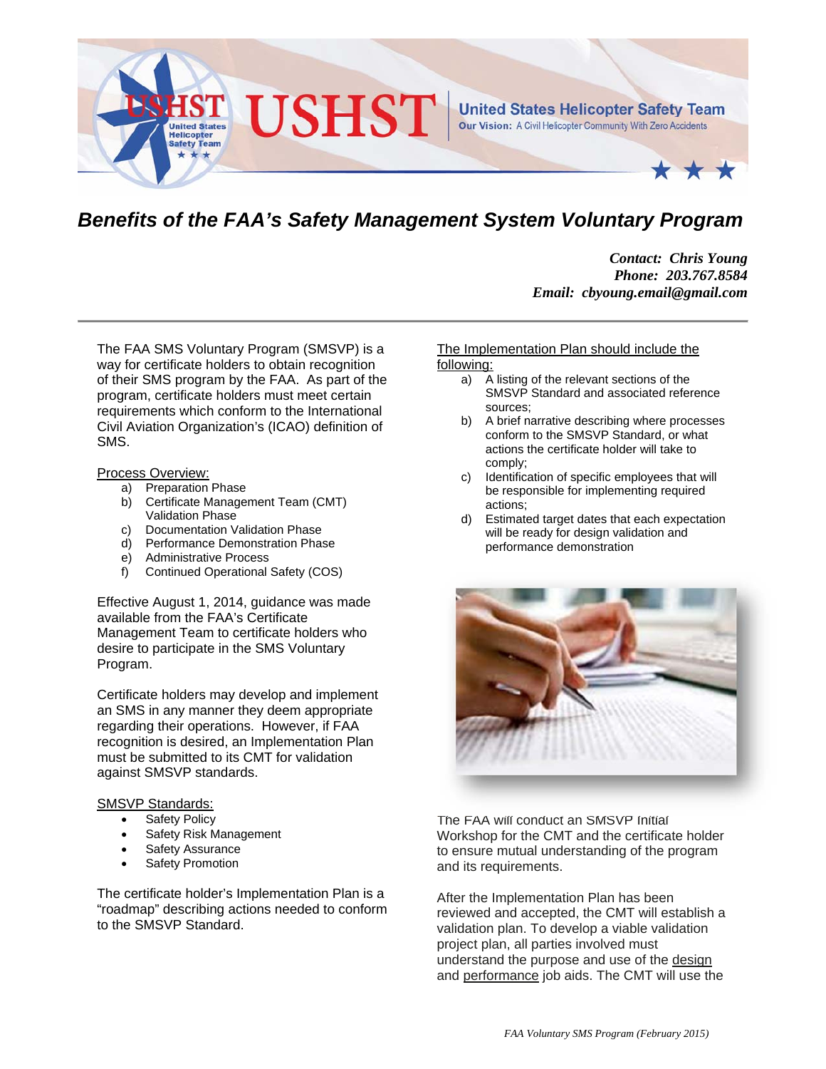# Benefits of the FAA's Safety Management System Voluntary Program

***Contact: Chris Young***
***Phone: 203.767.8584***
***Email: cbyoung.email@gmail.com***

---

The FAA SMS Voluntary Program (SMSVP) is a way for certificate holders to obtain recognition of their SMS program by the FAA. As part of the program, certificate holders must meet certain requirements which conform to the International Civil Aviation Organization's (ICAO) definition of SMS.

Process Overview:

a) Preparation Phase
b) Certificate Management Team (CMT) Validation Phase
c) Documentation Validation Phase
d) Performance Demonstration Phase
e) Administrative Process
f) Continued Operational Safety (COS)

Effective August 1, 2014, guidance was made available from the FAA's Certificate Management Team to certificate holders who desire to participate in the SMS Voluntary Program.

Certificate holders may develop and implement an SMS in any manner they deem appropriate regarding their operations. However, if FAA recognition is desired, an Implementation Plan must be submitted to its CMT for validation against SMSVP standards.

SMSVP Standards:

- Safety Policy
- Safety Risk Management
- Safety Assurance
- Safety Promotion

The certificate holder's Implementation Plan is a "roadmap" describing actions needed to conform to the SMSVP Standard.

The Implementation Plan should include the following:

a) A listing of the relevant sections of the SMSVP Standard and associated reference sources;
b) A brief narrative describing where processes conform to the SMSVP Standard, or what actions the certificate holder will take to comply;
c) Identification of specific employees that will be responsible for implementing required actions;
d) Estimated target dates that each expectation will be ready for design validation and performance demonstration

The FAA will conduct an SMSVP Initial Workshop for the CMT and the certificate holder to ensure mutual understanding of the program and its requirements.

After the Implementation Plan has been reviewed and accepted, the CMT will establish a validation plan. To develop a viable validation project plan, all parties involved must understand the purpose and use of the design and performance job aids. The CMT will use the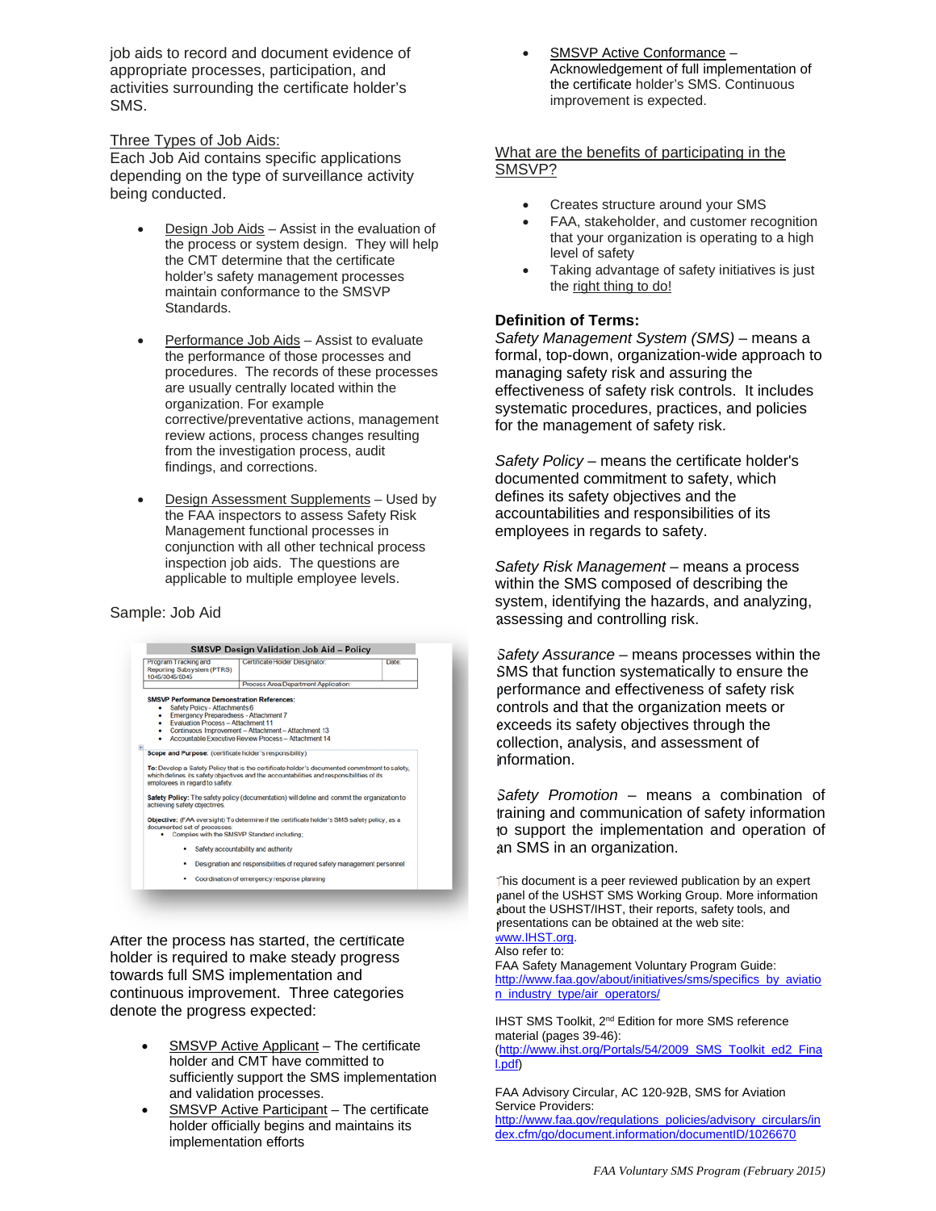job aids to record and document evidence of appropriate processes, participation, and activities surrounding the certificate holder's SMS.

Three Types of Job Aids:
Each Job Aid contains specific applications depending on the type of surveillance activity being conducted.

- Design Job Aids – Assist in the evaluation of the process or system design. They will help the CMT determine that the certificate holder's safety management processes maintain conformance to the SMSVP Standards.
- Performance Job Aids – Assist to evaluate the performance of those processes and procedures. The records of these processes are usually centrally located within the organization. For example corrective/preventative actions, management review actions, process changes resulting from the investigation process, audit findings, and corrections.
- Design Assessment Supplements – Used by the FAA inspectors to assess Safety Risk Management functional processes in conjunction with all other technical process inspection job aids. The questions are applicable to multiple employee levels.

Sample: Job Aid

**SMSVP Design Validation Job Aid – Policy**

| Program Tracking and Reporting Subsystem (PTRS) 1045/3045/5045 | Certificate Holder Designator: | Date: |
|---|---|---|
| | Process Area/Department Application: | |

**SMSVP Performance Demonstration References:**
- Safety Policy - Attachments 6
- Emergency Preparedness - Attachment 7
- Evaluation Process – Attachment 11
- Continuous Improvement – Attachment – Attachment 13
- Accountable Executive Review Process – Attachment 14

**Scope and Purpose:** (certificate holder's responsibility)

**To:** Develop a Safety Policy that is the certificate holder's documented commitment to safety, which defines its safety objectives and the accountabilities and responsibilities of its employees in regard to safety.

**Safety Policy:** The safety policy (documentation) will define and commit the organization to achieving safety objectives.

**Objective:** (FAA oversight) To determine if the certificate holder's SMS safety policy, as a documented set of processes:
- Complies with the SMSVP Standard including;
  - Safety accountability and authority
  - Designation and responsibilities of required safety management personnel
  - Coordination of emergency response planning

After the process has started, the certificate holder is required to make steady progress towards full SMS implementation and continuous improvement. Three categories denote the progress expected:

- SMSVP Active Applicant – The certificate holder and CMT have committed to sufficiently support the SMS implementation and validation processes.
- SMSVP Active Participant – The certificate holder officially begins and maintains its implementation efforts
- SMSVP Active Conformance – Acknowledgement of full implementation of the certificate holder's SMS. Continuous improvement is expected.

What are the benefits of participating in the SMSVP?

- Creates structure around your SMS
- FAA, stakeholder, and customer recognition that your organization is operating to a high level of safety
- Taking advantage of safety initiatives is just the right thing to do!

**Definition of Terms:**

*Safety Management System (SMS)* – means a formal, top-down, organization-wide approach to managing safety risk and assuring the effectiveness of safety risk controls. It includes systematic procedures, practices, and policies for the management of safety risk.

*Safety Policy* – means the certificate holder's documented commitment to safety, which defines its safety objectives and the accountabilities and responsibilities of its employees in regards to safety.

*Safety Risk Management* – means a process within the SMS composed of describing the system, identifying the hazards, and analyzing, assessing and controlling risk.

*Safety Assurance* – means processes within the SMS that function systematically to ensure the performance and effectiveness of safety risk controls and that the organization meets or exceeds its safety objectives through the collection, analysis, and assessment of information.

*Safety Promotion* – means a combination of training and communication of safety information to support the implementation and operation of an SMS in an organization.

This document is a peer reviewed publication by an expert panel of the USHST SMS Working Group. More information about the USHST/IHST, their reports, safety tools, and presentations can be obtained at the web site: www.IHST.org.
Also refer to:
FAA Safety Management Voluntary Program Guide: http://www.faa.gov/about/initiatives/sms/specifics_by_aviation_industry_type/air_operators/

IHST SMS Toolkit, 2nd Edition for more SMS reference material (pages 39-46): (http://www.ihst.org/Portals/54/2009_SMS_Toolkit_ed2_Final.pdf)

FAA Advisory Circular, AC 120-92B, SMS for Aviation Service Providers: http://www.faa.gov/regulations_policies/advisory_circulars/index.cfm/go/document.information/documentID/1026670

*FAA Voluntary SMS Program (February 2015)*